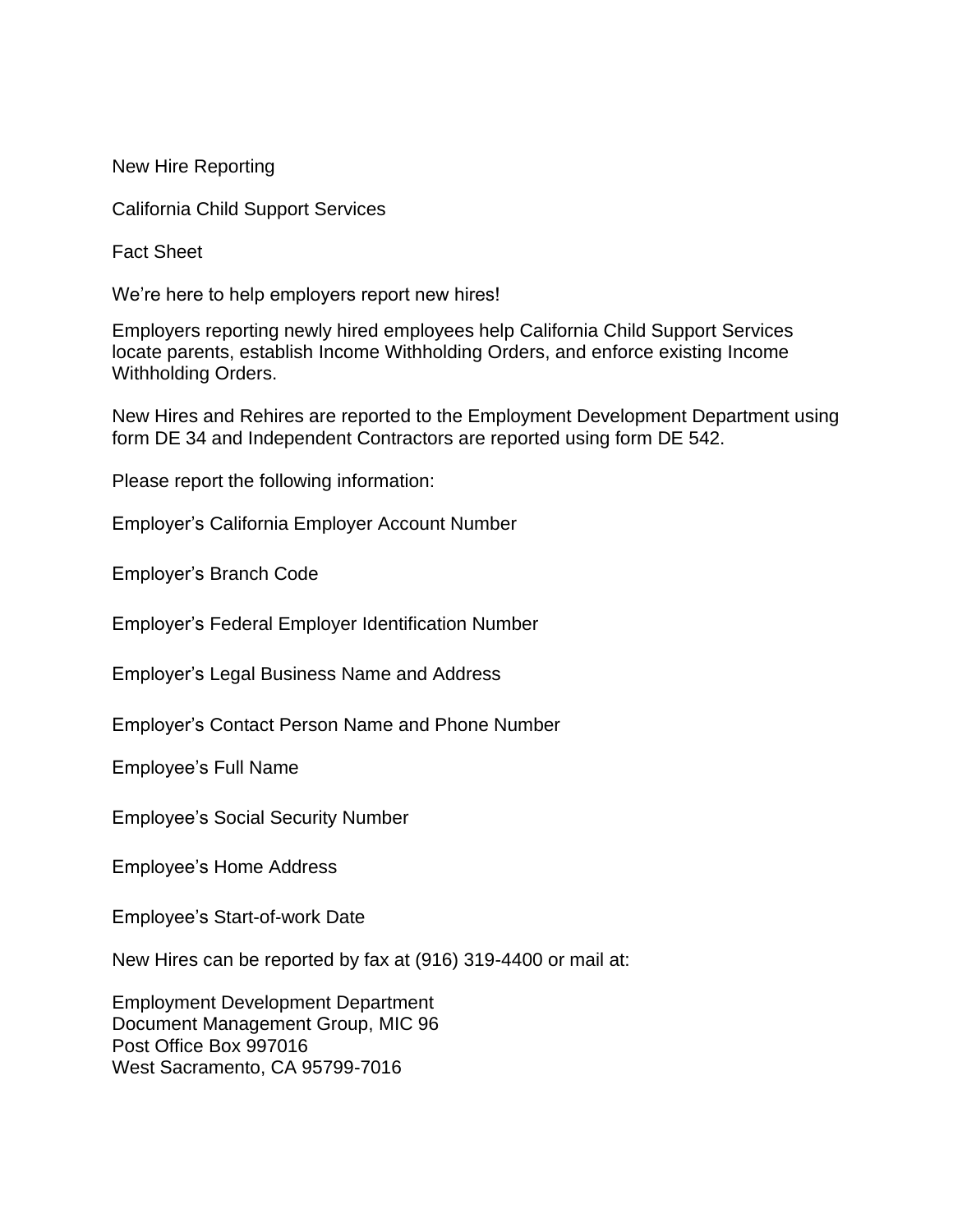New Hire Reporting

California Child Support Services

Fact Sheet

We’re here to help employers report new hires!

Employers reporting newly hired employees help California Child Support Services locate parents, establish Income Withholding Orders, and enforce existing Income Withholding Orders.

New Hires and Rehires are reported to the Employment Development Department using form DE 34 and Independent Contractors are reported using form DE 542.

Please report the following information:

Employer’s California Employer Account Number

Employer’s Branch Code

Employer’s Federal Employer Identification Number

Employer’s Legal Business Name and Address

Employer’s Contact Person Name and Phone Number

Employee’s Full Name

Employee’s Social Security Number

Employee’s Home Address

Employee’s Start-of-work Date

New Hires can be reported by fax at (916) 319-4400 or mail at:

Employment Development Department
Document Management Group, MIC 96
Post Office Box 997016
West Sacramento, CA 95799-7016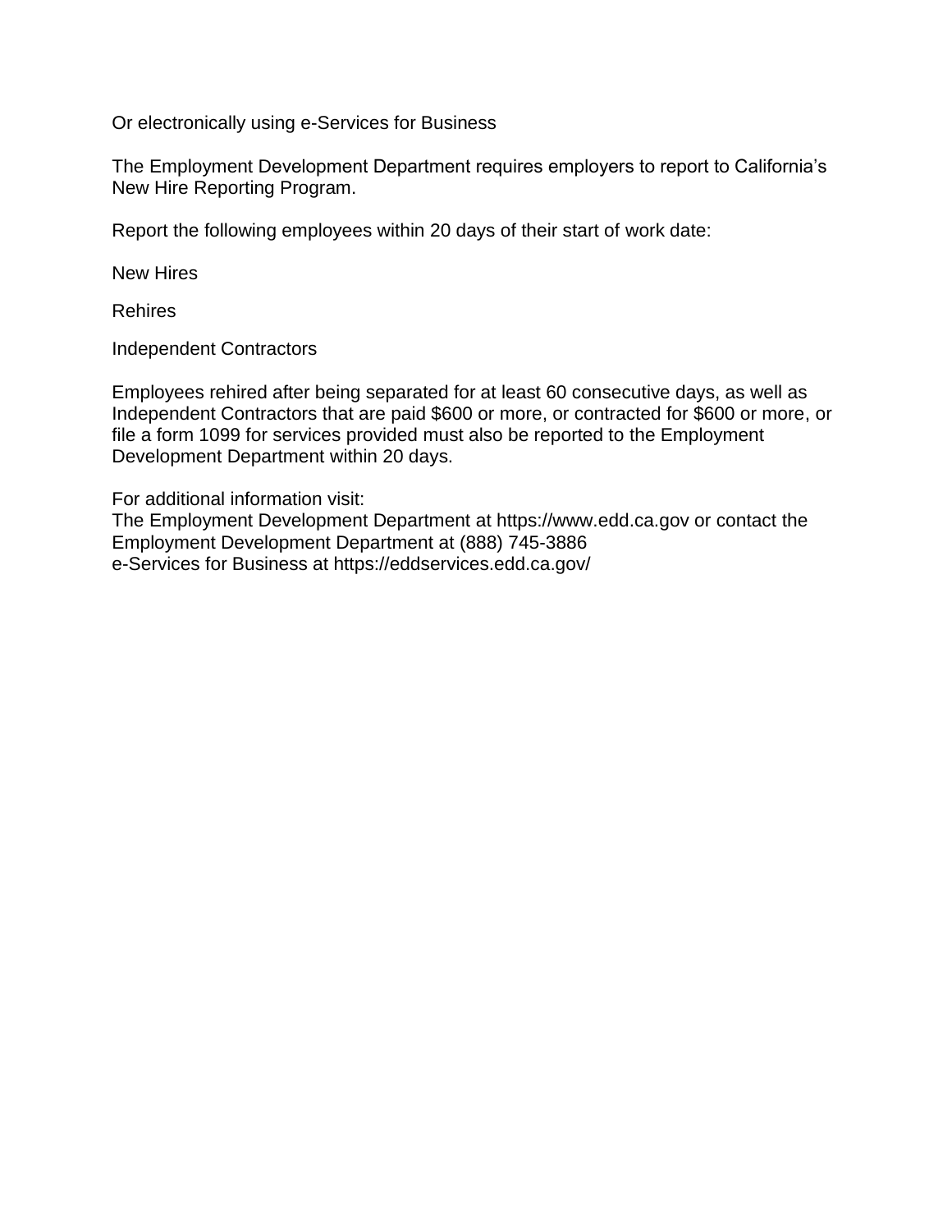Or electronically using e-Services for Business

The Employment Development Department requires employers to report to California's New Hire Reporting Program.

Report the following employees within 20 days of their start of work date:

New Hires

Rehires

Independent Contractors

Employees rehired after being separated for at least 60 consecutive days, as well as Independent Contractors that are paid $600 or more, or contracted for $600 or more, or file a form 1099 for services provided must also be reported to the Employment Development Department within 20 days.

For additional information visit:
The Employment Development Department at https://www.edd.ca.gov or contact the Employment Development Department at (888) 745-3886
e-Services for Business at https://eddservices.edd.ca.gov/